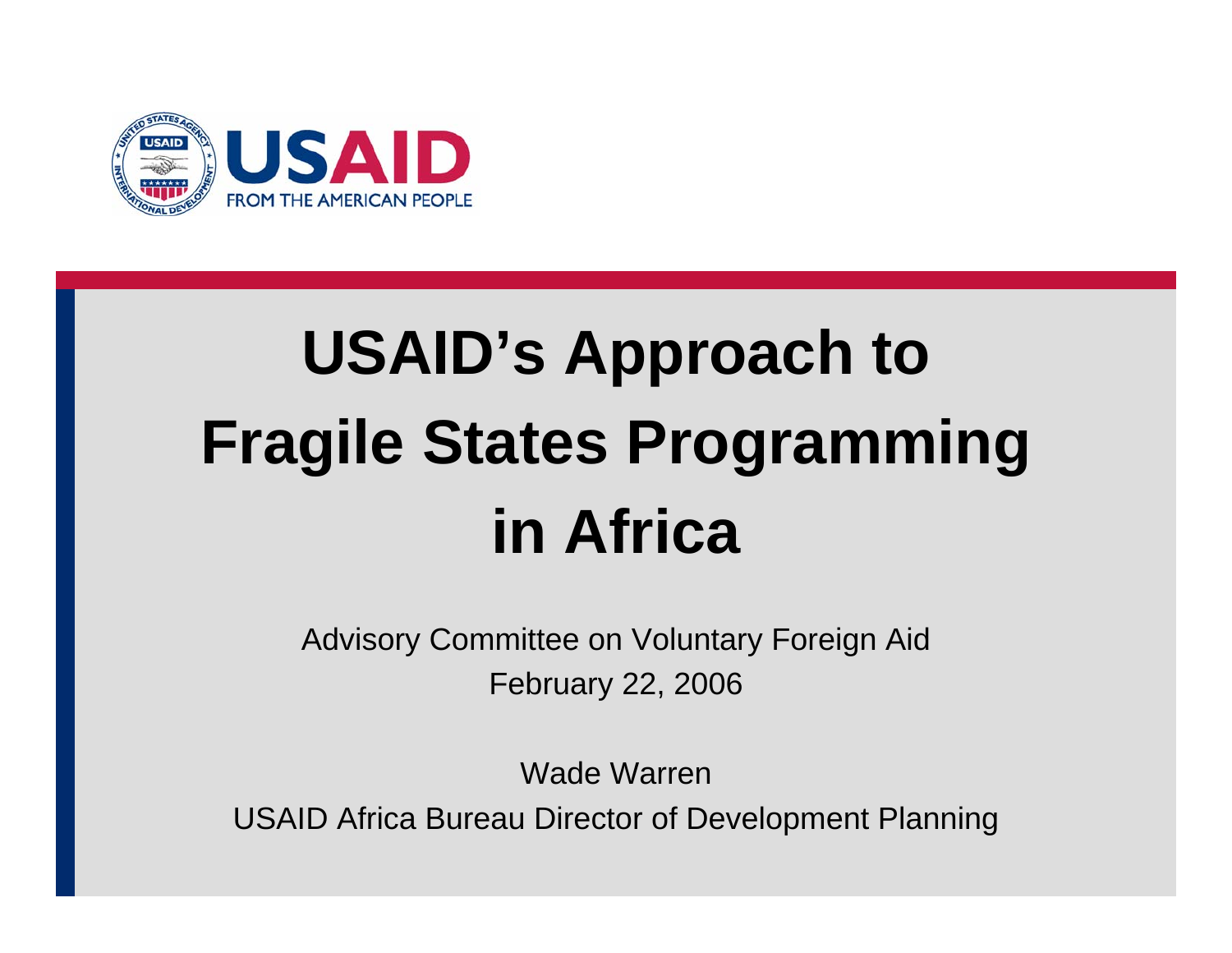# USAID's Approach to Fragile States Programming in Africa

Advisory Committee on Voluntary Foreign Aid
February 22, 2006

Wade Warren
USAID Africa Bureau Director of Development Planning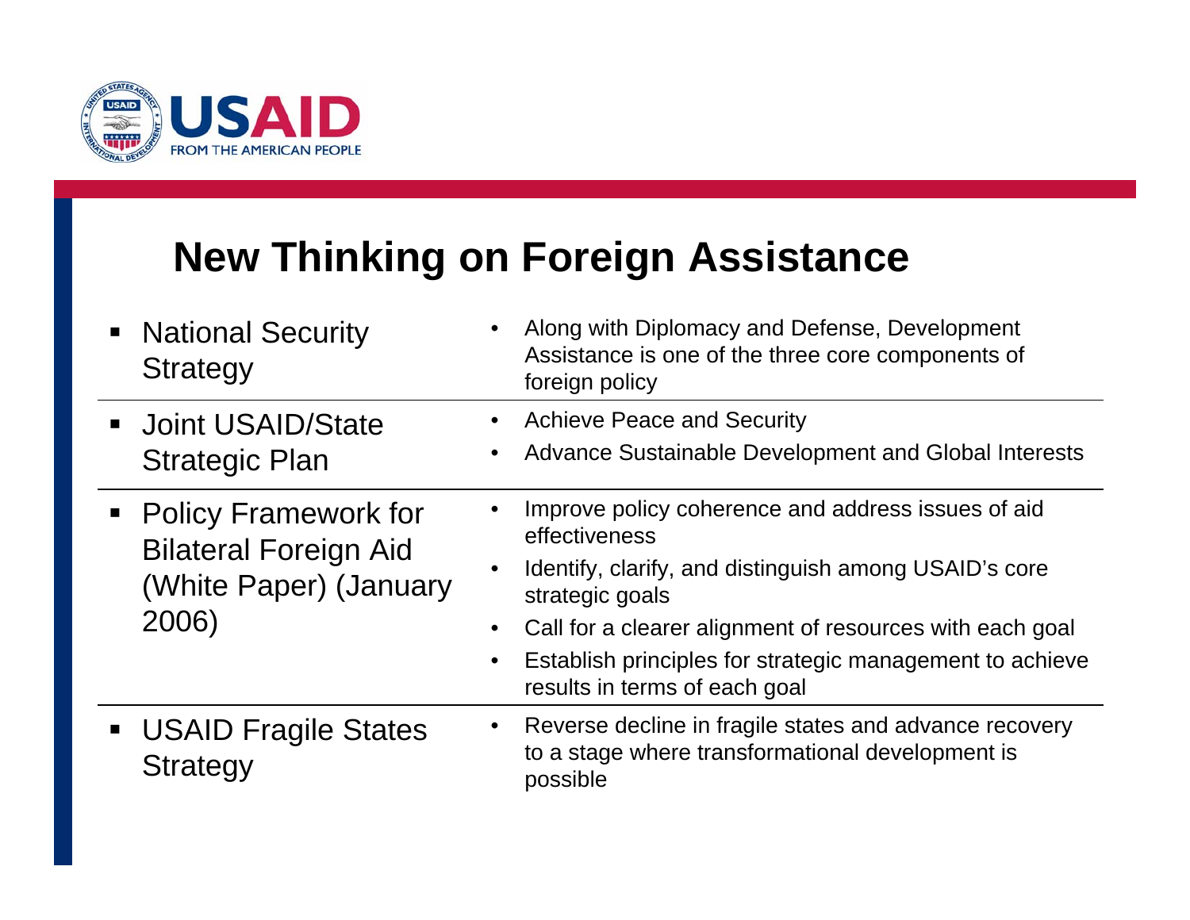# New Thinking on Foreign Assistance

| | |
|---|---|
| National Security Strategy | • Along with Diplomacy and Defense, Development Assistance is one of the three core components of foreign policy |
| Joint USAID/State Strategic Plan | • Achieve Peace and Security<br>• Advance Sustainable Development and Global Interests |
| Policy Framework for Bilateral Foreign Aid (White Paper) (January 2006) | • Improve policy coherence and address issues of aid effectiveness<br>• Identify, clarify, and distinguish among USAID's core strategic goals<br>• Call for a clearer alignment of resources with each goal<br>• Establish principles for strategic management to achieve results in terms of each goal |
| USAID Fragile States Strategy | • Reverse decline in fragile states and advance recovery to a stage where transformational development is possible |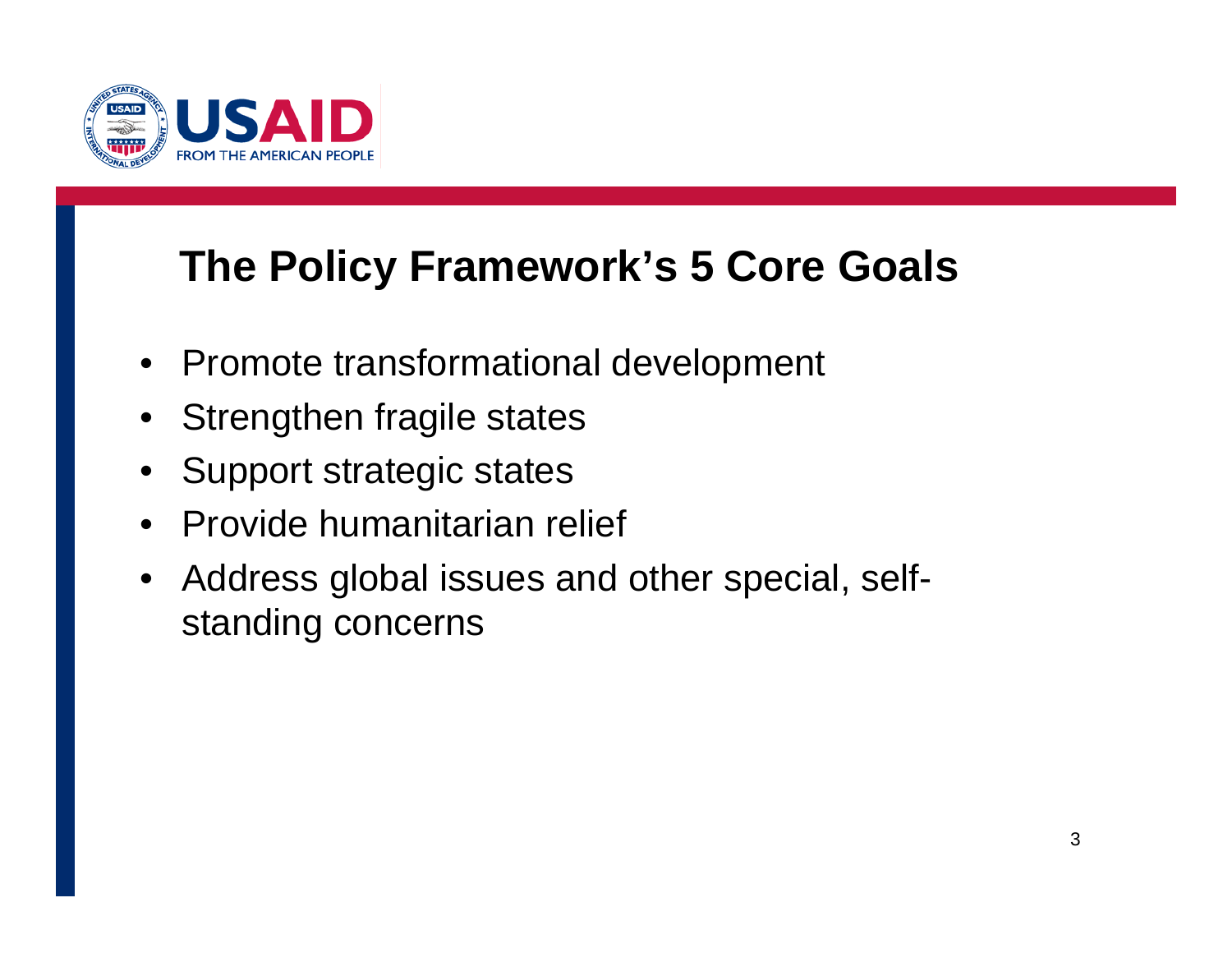# The Policy Framework's 5 Core Goals

- Promote transformational development
- Strengthen fragile states
- Support strategic states
- Provide humanitarian relief
- Address global issues and other special, self-standing concerns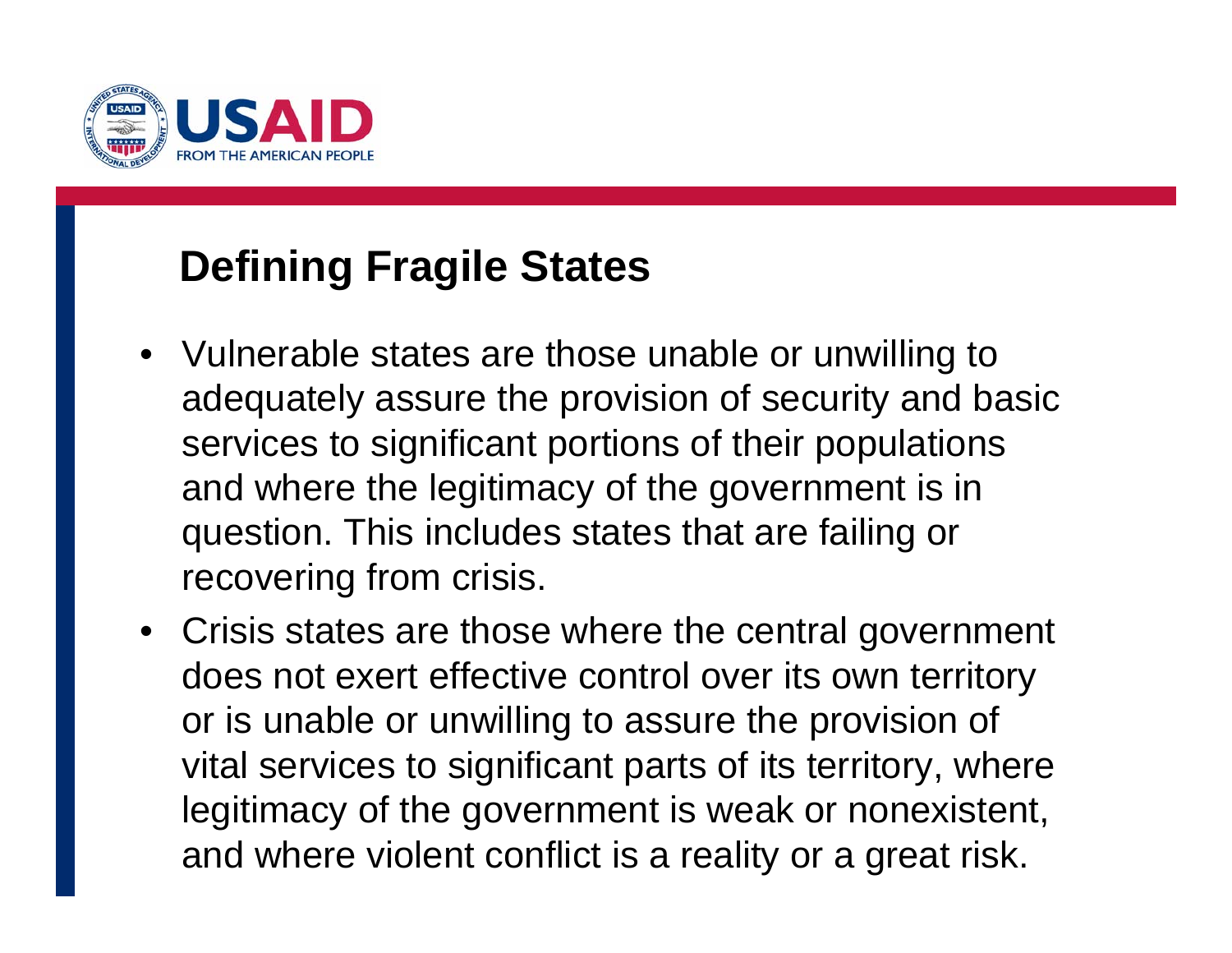## Defining Fragile States

- Vulnerable states are those unable or unwilling to adequately assure the provision of security and basic services to significant portions of their populations and where the legitimacy of the government is in question. This includes states that are failing or recovering from crisis.
- Crisis states are those where the central government does not exert effective control over its own territory or is unable or unwilling to assure the provision of vital services to significant parts of its territory, where legitimacy of the government is weak or nonexistent, and where violent conflict is a reality or a great risk.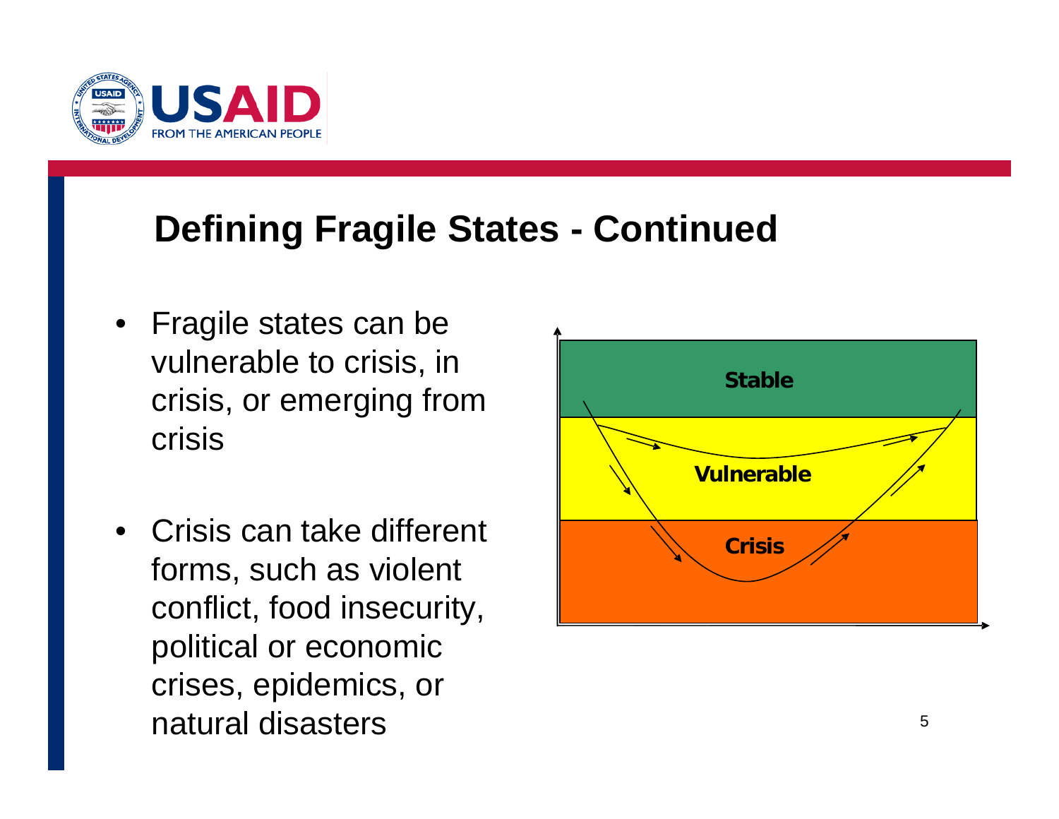## Defining Fragile States - Continued

- Fragile states can be vulnerable to crisis, in crisis, or emerging from crisis
- Crisis can take different forms, such as violent conflict, food insecurity, political or economic crises, epidemics, or natural disasters

Stable

Vulnerable

Crisis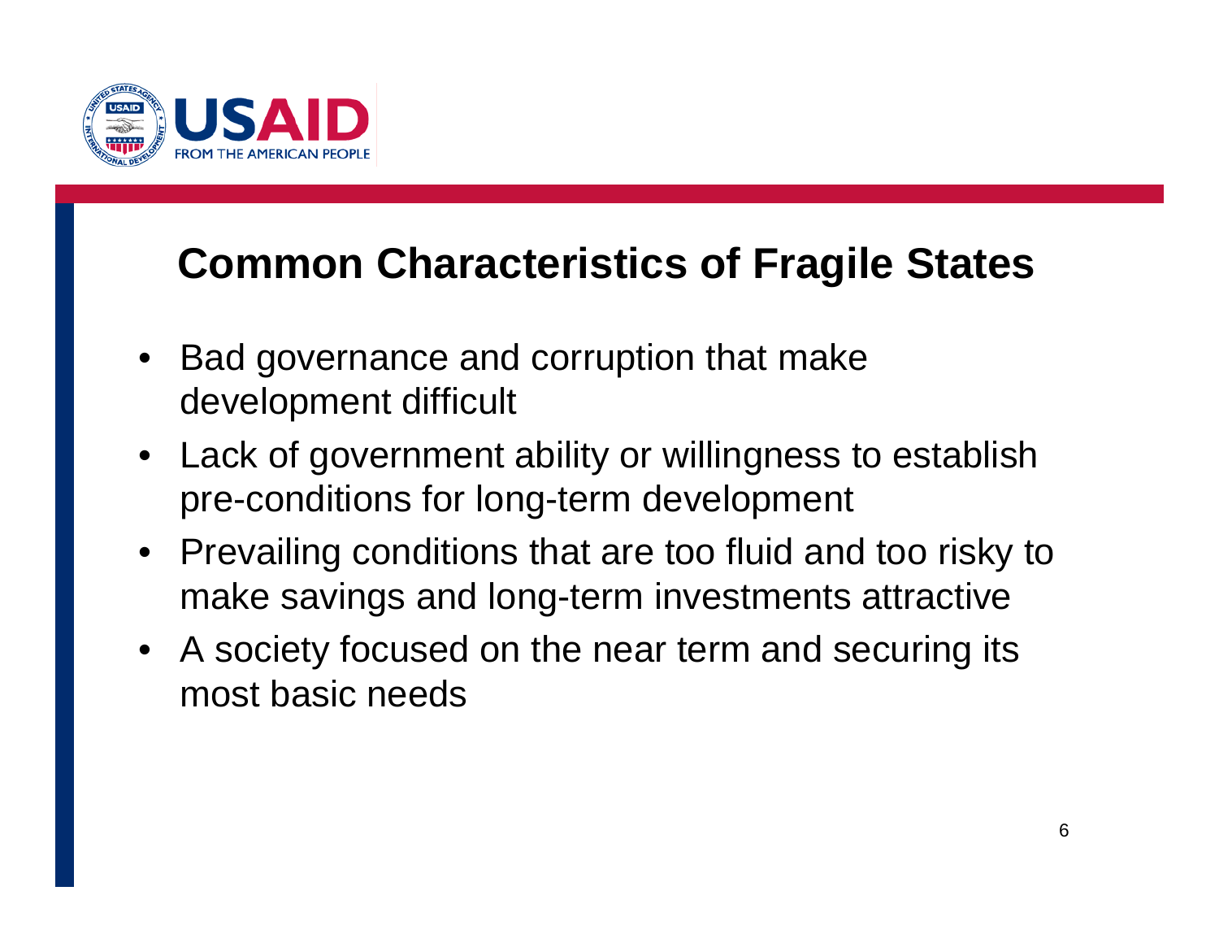## Common Characteristics of Fragile States

- Bad governance and corruption that make development difficult
- Lack of government ability or willingness to establish pre-conditions for long-term development
- Prevailing conditions that are too fluid and too risky to make savings and long-term investments attractive
- A society focused on the near term and securing its most basic needs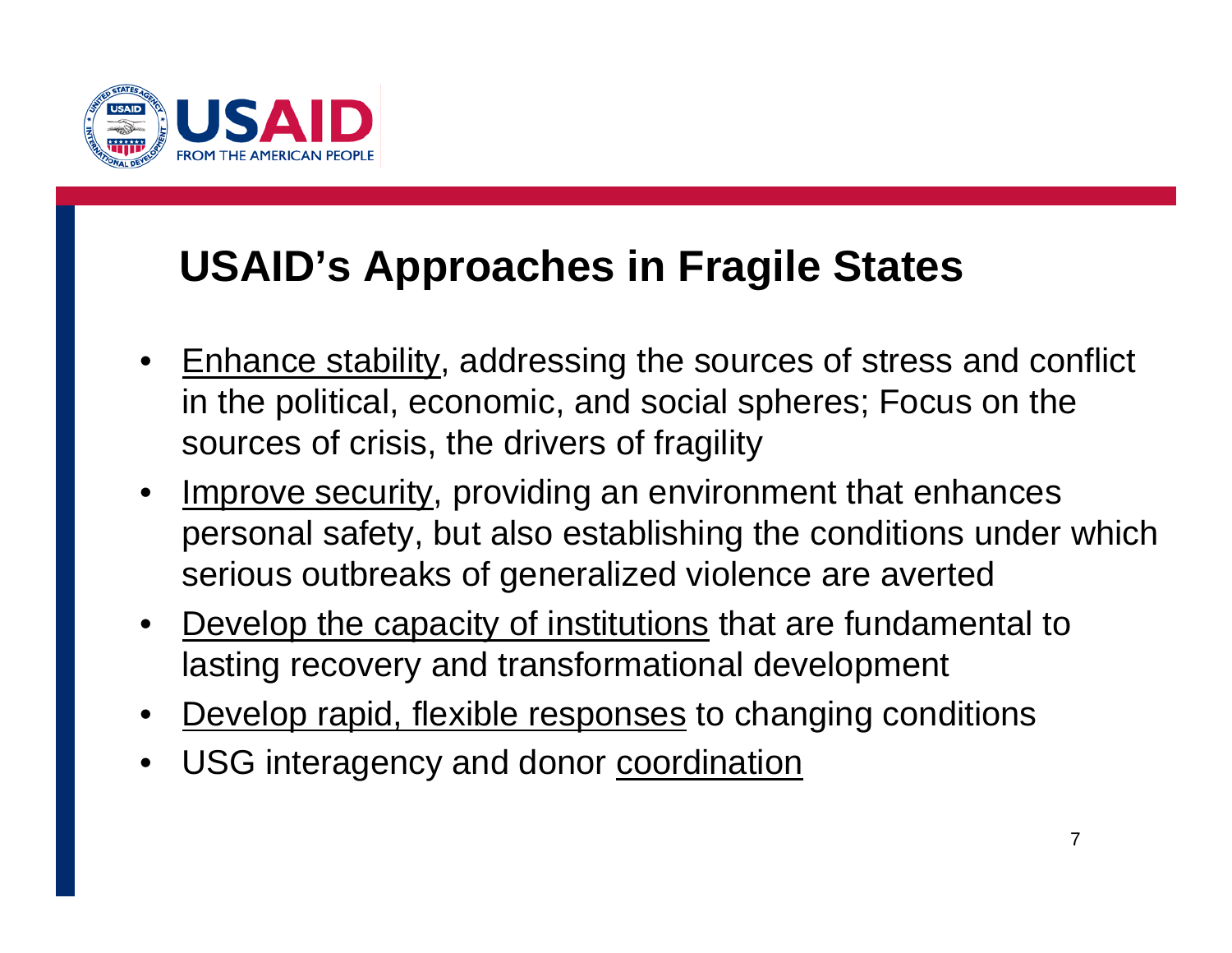# USAID's Approaches in Fragile States

- Enhance stability, addressing the sources of stress and conflict in the political, economic, and social spheres; Focus on the sources of crisis, the drivers of fragility
- Improve security, providing an environment that enhances personal safety, but also establishing the conditions under which serious outbreaks of generalized violence are averted
- Develop the capacity of institutions that are fundamental to lasting recovery and transformational development
- Develop rapid, flexible responses to changing conditions
- USG interagency and donor coordination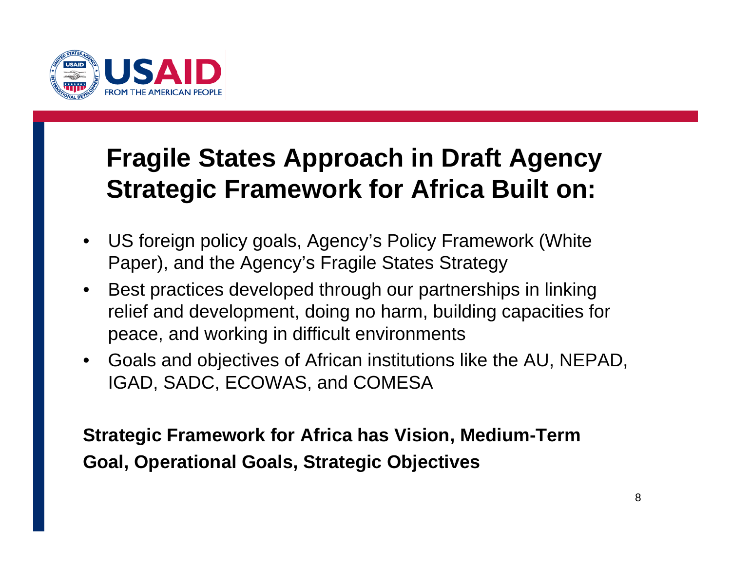# Fragile States Approach in Draft Agency Strategic Framework for Africa Built on:

- US foreign policy goals, Agency's Policy Framework (White Paper), and the Agency's Fragile States Strategy
- Best practices developed through our partnerships in linking relief and development, doing no harm, building capacities for peace, and working in difficult environments
- Goals and objectives of African institutions like the AU, NEPAD, IGAD, SADC, ECOWAS, and COMESA

**Strategic Framework for Africa has Vision, Medium-Term Goal, Operational Goals, Strategic Objectives**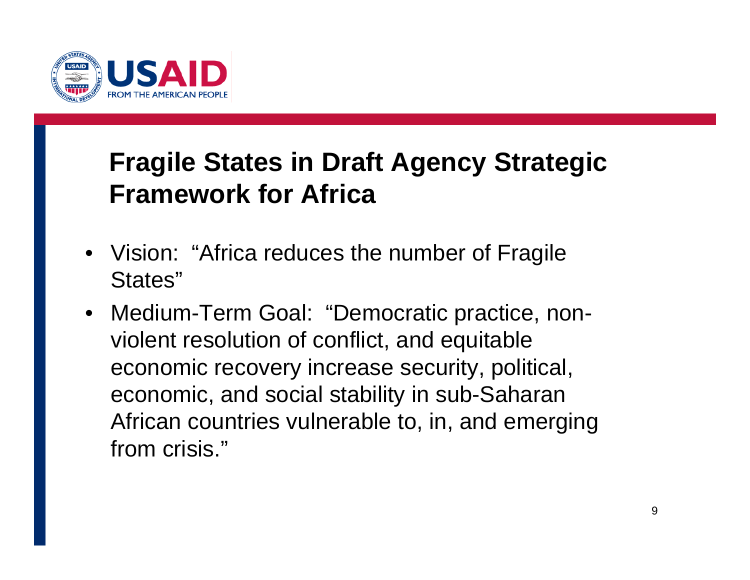## Fragile States in Draft Agency Strategic Framework for Africa

- Vision: "Africa reduces the number of Fragile States"
- Medium-Term Goal: "Democratic practice, non-violent resolution of conflict, and equitable economic recovery increase security, political, economic, and social stability in sub-Saharan African countries vulnerable to, in, and emerging from crisis."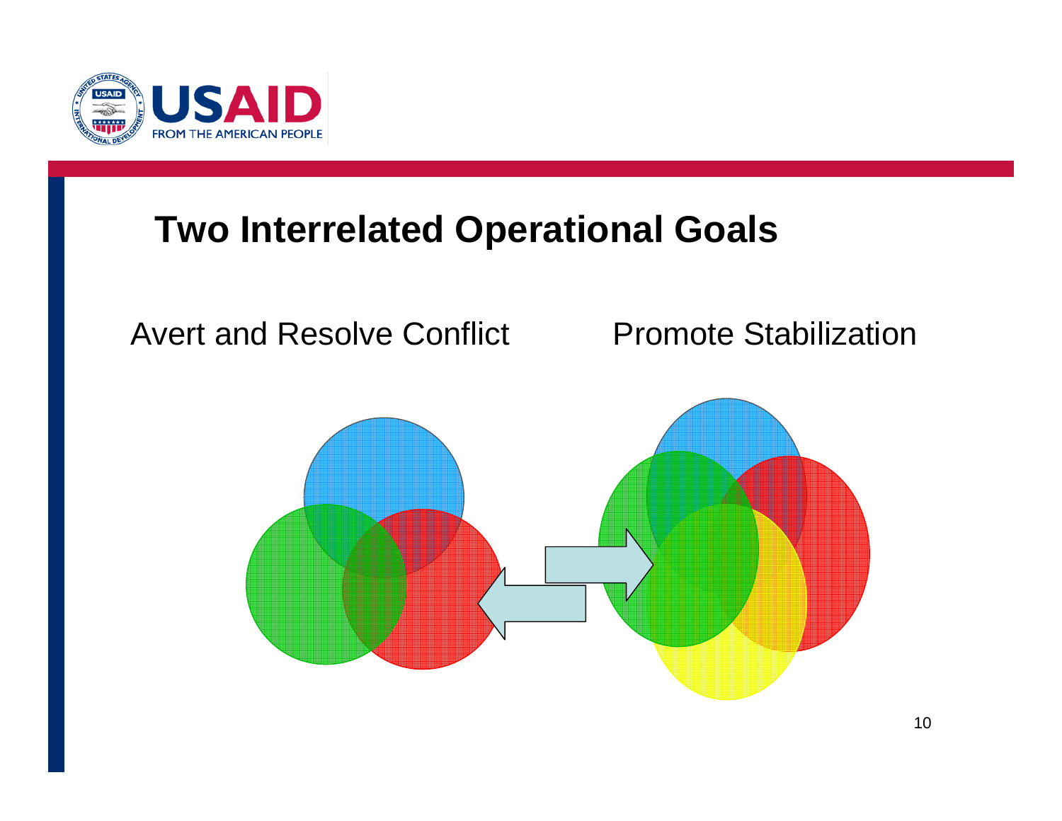## Two Interrelated Operational Goals

Avert and Resolve Conflict

Promote Stabilization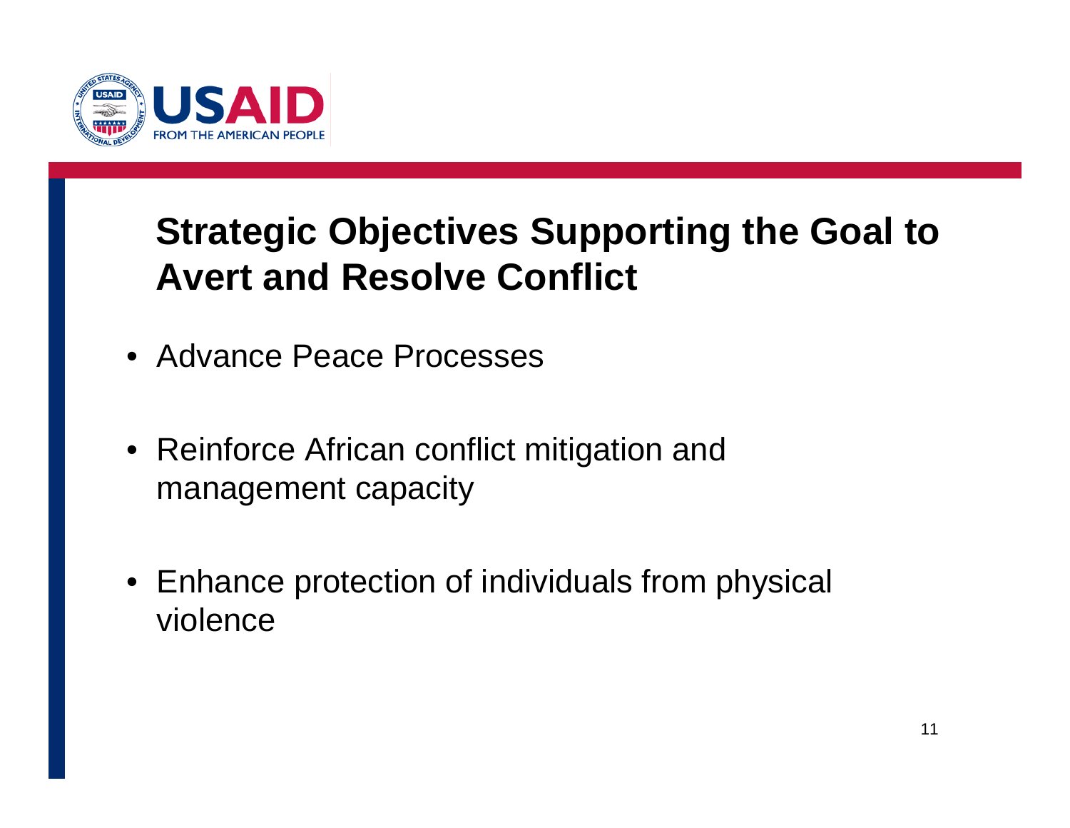## Strategic Objectives Supporting the Goal to Avert and Resolve Conflict

- Advance Peace Processes
- Reinforce African conflict mitigation and management capacity
- Enhance protection of individuals from physical violence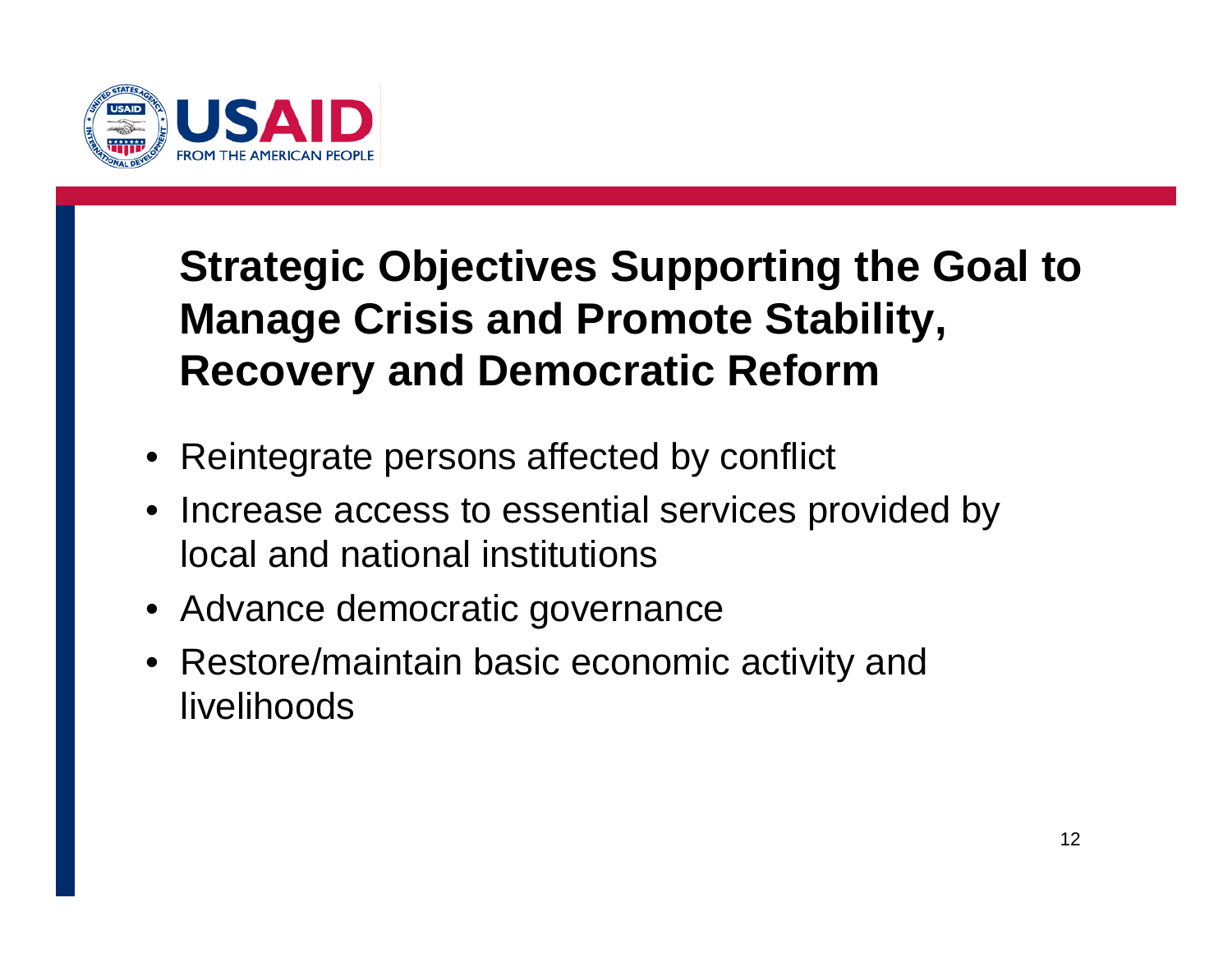# Strategic Objectives Supporting the Goal to Manage Crisis and Promote Stability, Recovery and Democratic Reform

- Reintegrate persons affected by conflict
- Increase access to essential services provided by local and national institutions
- Advance democratic governance
- Restore/maintain basic economic activity and livelihoods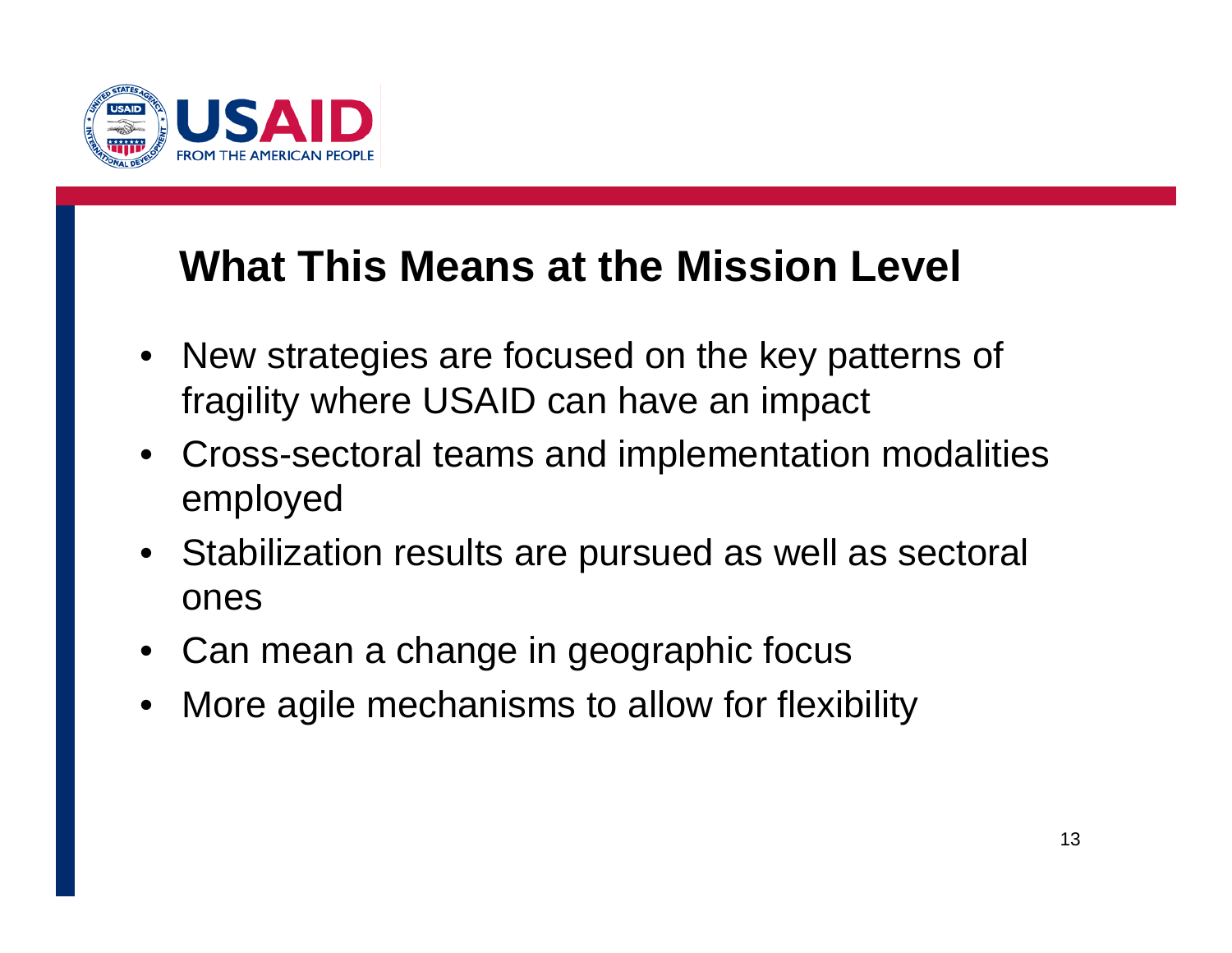## What This Means at the Mission Level

- New strategies are focused on the key patterns of fragility where USAID can have an impact
- Cross-sectoral teams and implementation modalities employed
- Stabilization results are pursued as well as sectoral ones
- Can mean a change in geographic focus
- More agile mechanisms to allow for flexibility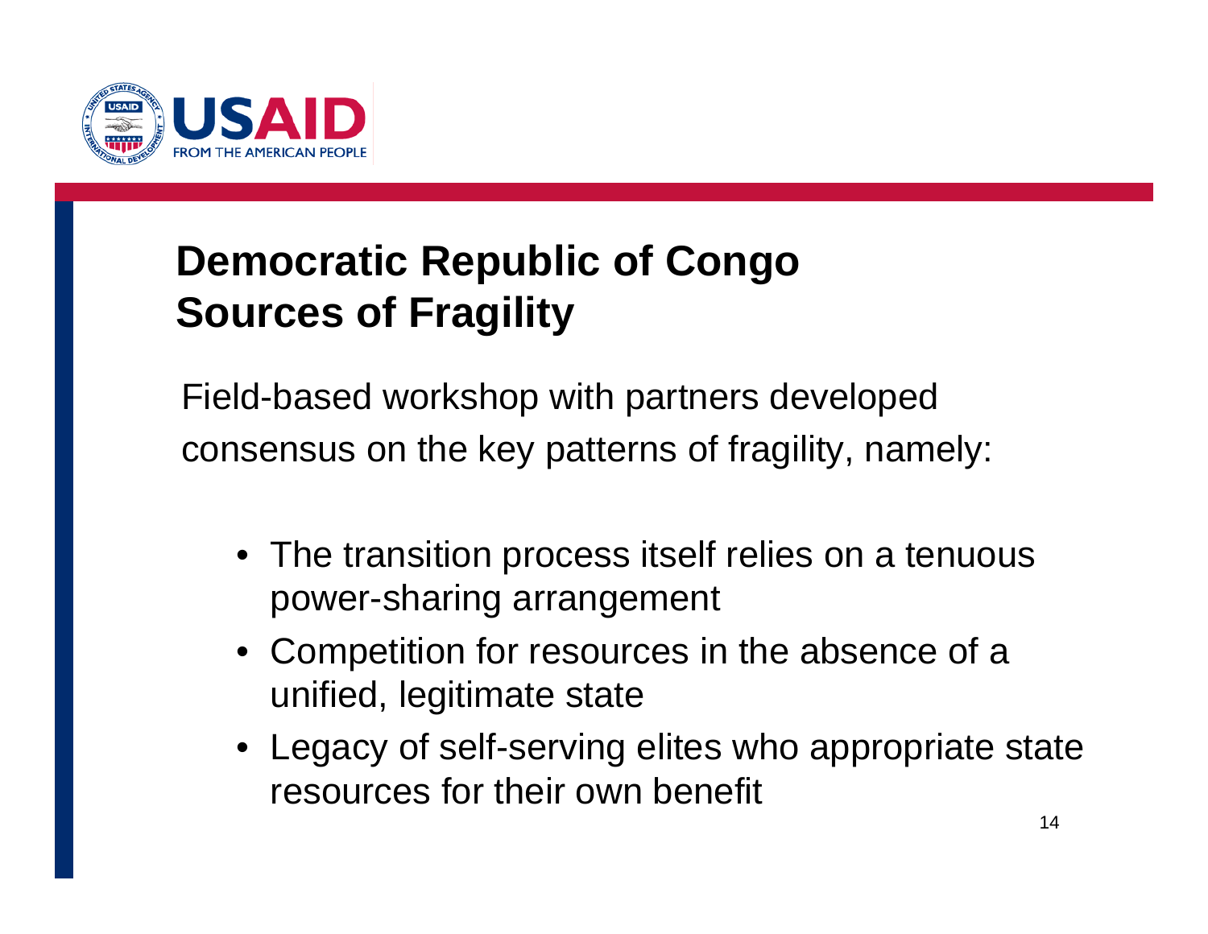# Democratic Republic of Congo
# Sources of Fragility

Field-based workshop with partners developed consensus on the key patterns of fragility, namely:

- The transition process itself relies on a tenuous power-sharing arrangement
- Competition for resources in the absence of a unified, legitimate state
- Legacy of self-serving elites who appropriate state resources for their own benefit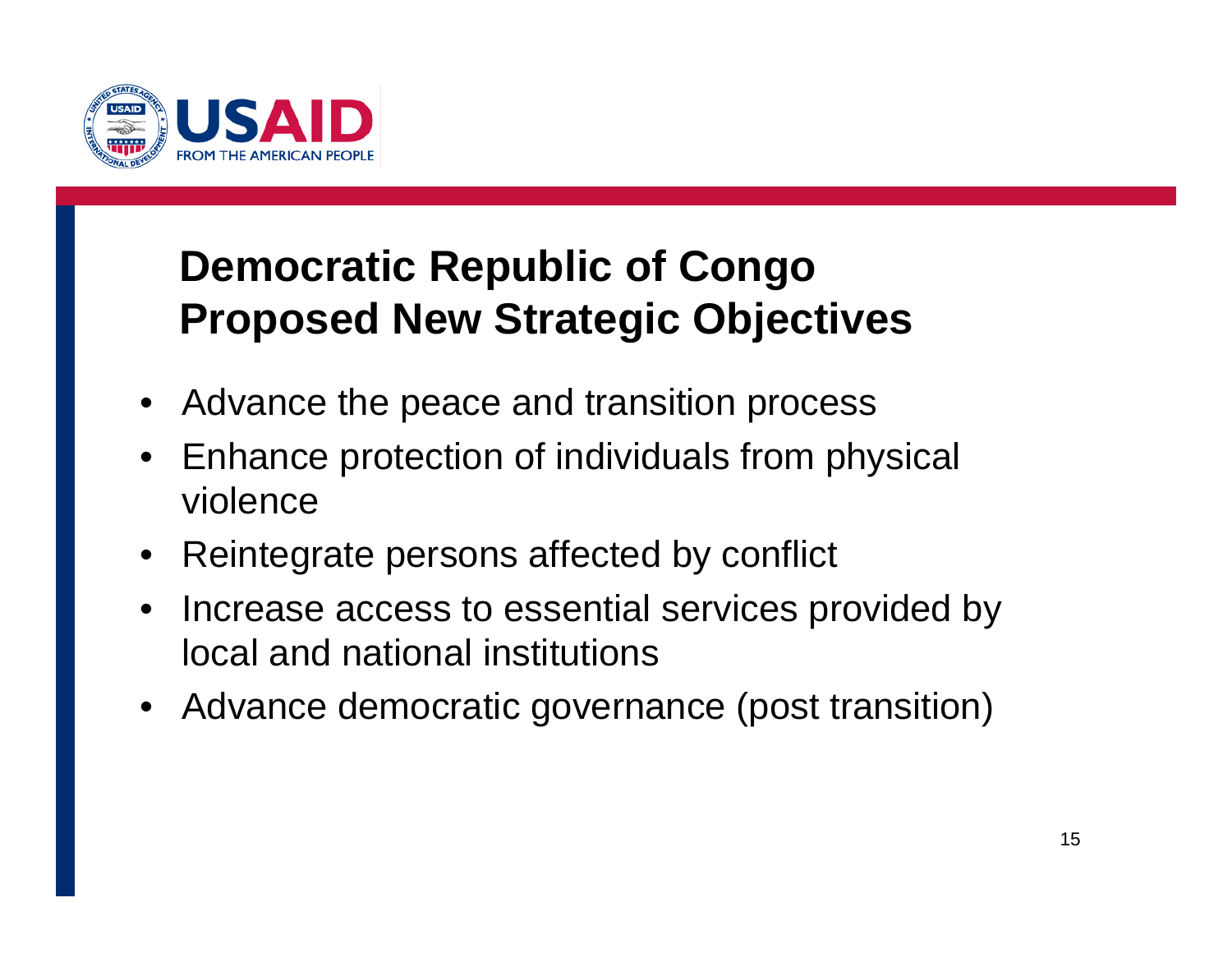## Democratic Republic of Congo Proposed New Strategic Objectives

- Advance the peace and transition process
- Enhance protection of individuals from physical violence
- Reintegrate persons affected by conflict
- Increase access to essential services provided by local and national institutions
- Advance democratic governance (post transition)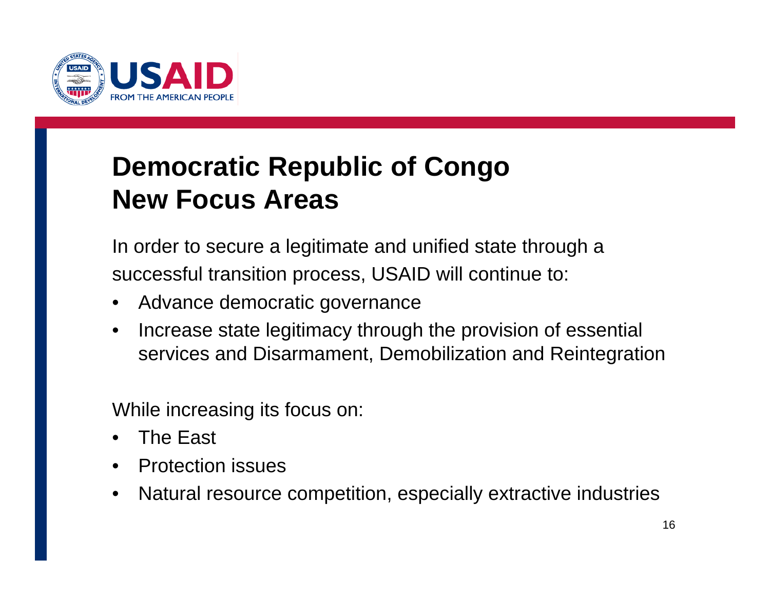# Democratic Republic of Congo
# New Focus Areas

In order to secure a legitimate and unified state through a successful transition process, USAID will continue to:

- Advance democratic governance
- Increase state legitimacy through the provision of essential services and Disarmament, Demobilization and Reintegration

While increasing its focus on:

- The East
- Protection issues
- Natural resource competition, especially extractive industries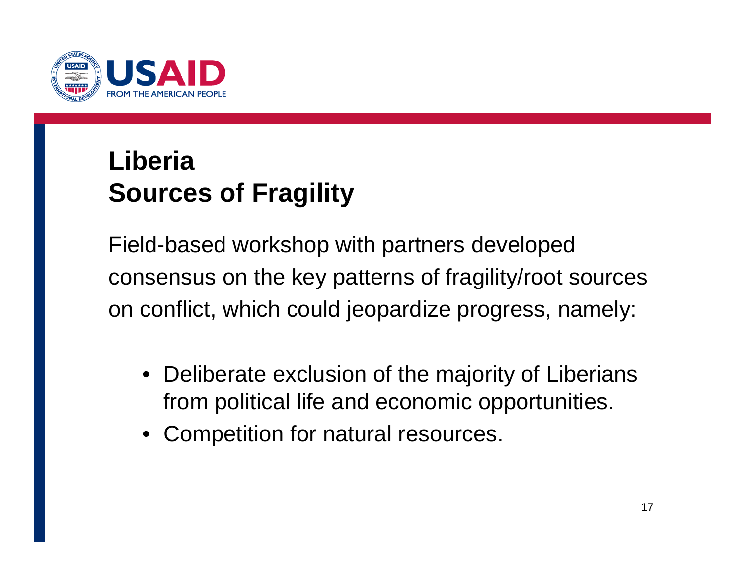# Liberia
## Sources of Fragility

Field-based workshop with partners developed consensus on the key patterns of fragility/root sources on conflict, which could jeopardize progress, namely:

- Deliberate exclusion of the majority of Liberians from political life and economic opportunities.
- Competition for natural resources.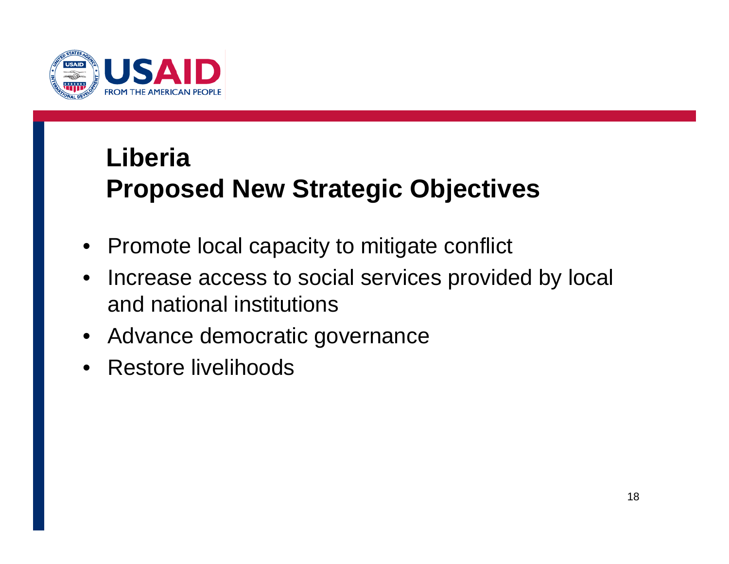# Liberia
# Proposed New Strategic Objectives

- Promote local capacity to mitigate conflict
- Increase access to social services provided by local and national institutions
- Advance democratic governance
- Restore livelihoods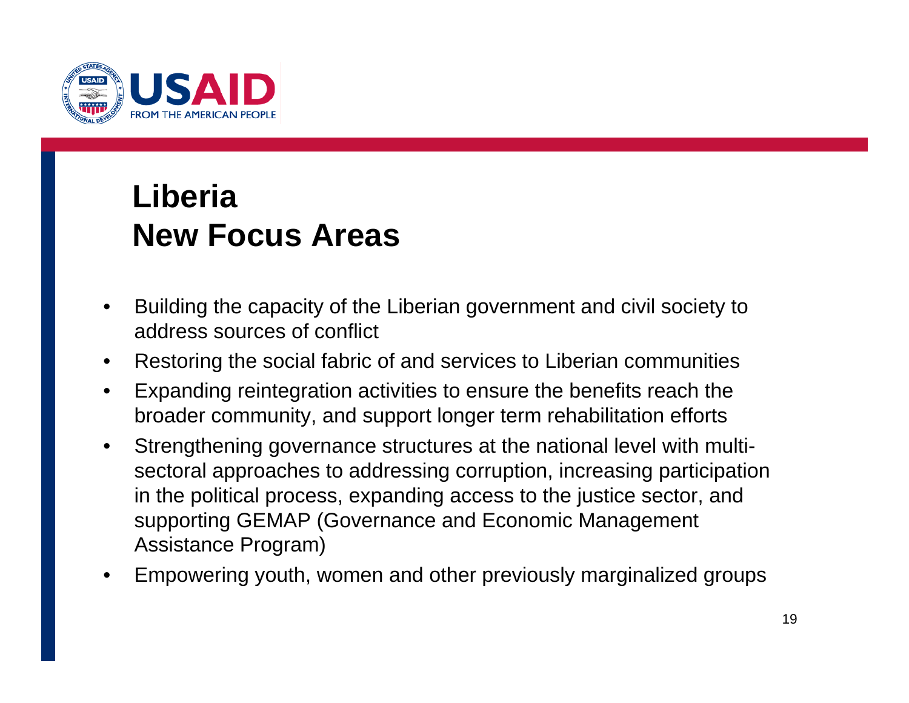# Liberia
# New Focus Areas

- Building the capacity of the Liberian government and civil society to address sources of conflict
- Restoring the social fabric of and services to Liberian communities
- Expanding reintegration activities to ensure the benefits reach the broader community, and support longer term rehabilitation efforts
- Strengthening governance structures at the national level with multi-sectoral approaches to addressing corruption, increasing participation in the political process, expanding access to the justice sector, and supporting GEMAP (Governance and Economic Management Assistance Program)
- Empowering youth, women and other previously marginalized groups